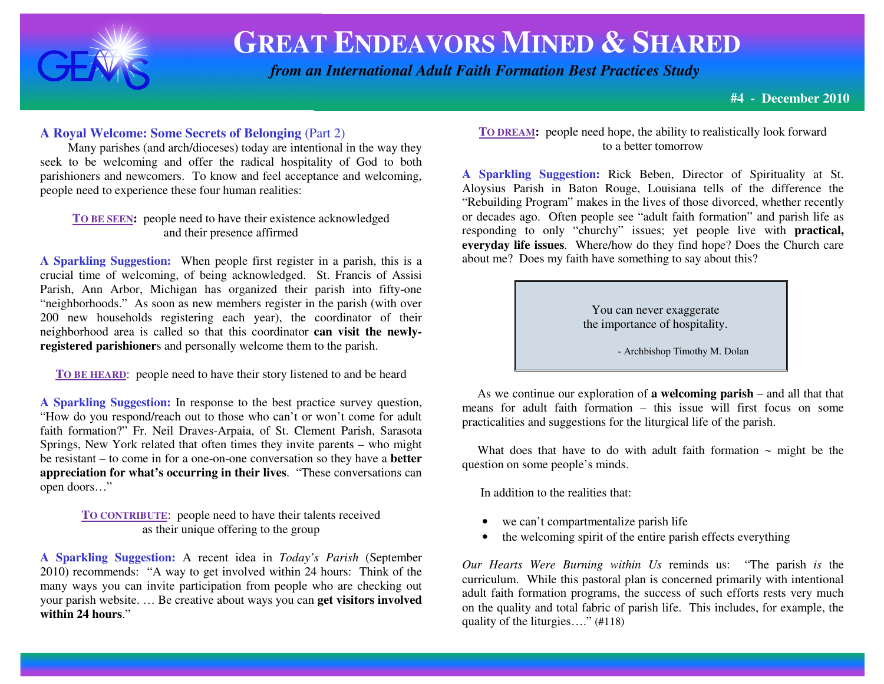# GREAT ENDEAVORS MINED & SHARED

*from an International Adult Faith Formation Best Practices Study*

**#4 - December 2010**

## A Royal Welcome: Some Secrets of Belonging (Part 2)

Many parishes (and arch/dioceses) today are intentional in the way they seek to be welcoming and offer the radical hospitality of God to both parishioners and newcomers. To know and feel acceptance and welcoming, people need to experience these four human realities:

**TO BE SEEN:** people need to have their existence acknowledged and their presence affirmed

**A Sparkling Suggestion:** When people first register in a parish, this is a crucial time of welcoming, of being acknowledged. St. Francis of Assisi Parish, Ann Arbor, Michigan has organized their parish into fifty-one "neighborhoods." As soon as new members register in the parish (with over 200 new households registering each year), the coordinator of their neighborhood area is called so that this coordinator **can visit the newly-registered parishioner**s and personally welcome them to the parish.

**TO BE HEARD**: people need to have their story listened to and be heard

**A Sparkling Suggestion:** In response to the best practice survey question, "How do you respond/reach out to those who can't or won't come for adult faith formation?" Fr. Neil Draves-Arpaia, of St. Clement Parish, Sarasota Springs, New York related that often times they invite parents – who might be resistant – to come in for a one-on-one conversation so they have a **better appreciation for what's occurring in their lives**. "These conversations can open doors…"

**TO CONTRIBUTE**: people need to have their talents received as their unique offering to the group

**A Sparkling Suggestion:** A recent idea in *Today's Parish* (September 2010) recommends: "A way to get involved within 24 hours: Think of the many ways you can invite participation from people who are checking out your parish website. … Be creative about ways you can **get visitors involved within 24 hours**."

**TO DREAM:** people need hope, the ability to realistically look forward to a better tomorrow

**A Sparkling Suggestion:** Rick Beben, Director of Spirituality at St. Aloysius Parish in Baton Rouge, Louisiana tells of the difference the "Rebuilding Program" makes in the lives of those divorced, whether recently or decades ago. Often people see "adult faith formation" and parish life as responding to only "churchy" issues; yet people live with **practical, everyday life issues**. Where/how do they find hope? Does the Church care about me? Does my faith have something to say about this?

> You can never exaggerate the importance of hospitality.
>
> - Archbishop Timothy M. Dolan

As we continue our exploration of **a welcoming parish** – and all that that means for adult faith formation – this issue will first focus on some practicalities and suggestions for the liturgical life of the parish.

What does that have to do with adult faith formation ~ might be the question on some people's minds.

In addition to the realities that:

- we can't compartmentalize parish life
- the welcoming spirit of the entire parish effects everything

*Our Hearts Were Burning within Us* reminds us: "The parish *is* the curriculum. While this pastoral plan is concerned primarily with intentional adult faith formation programs, the success of such efforts rests very much on the quality and total fabric of parish life. This includes, for example, the quality of the liturgies…." (#118)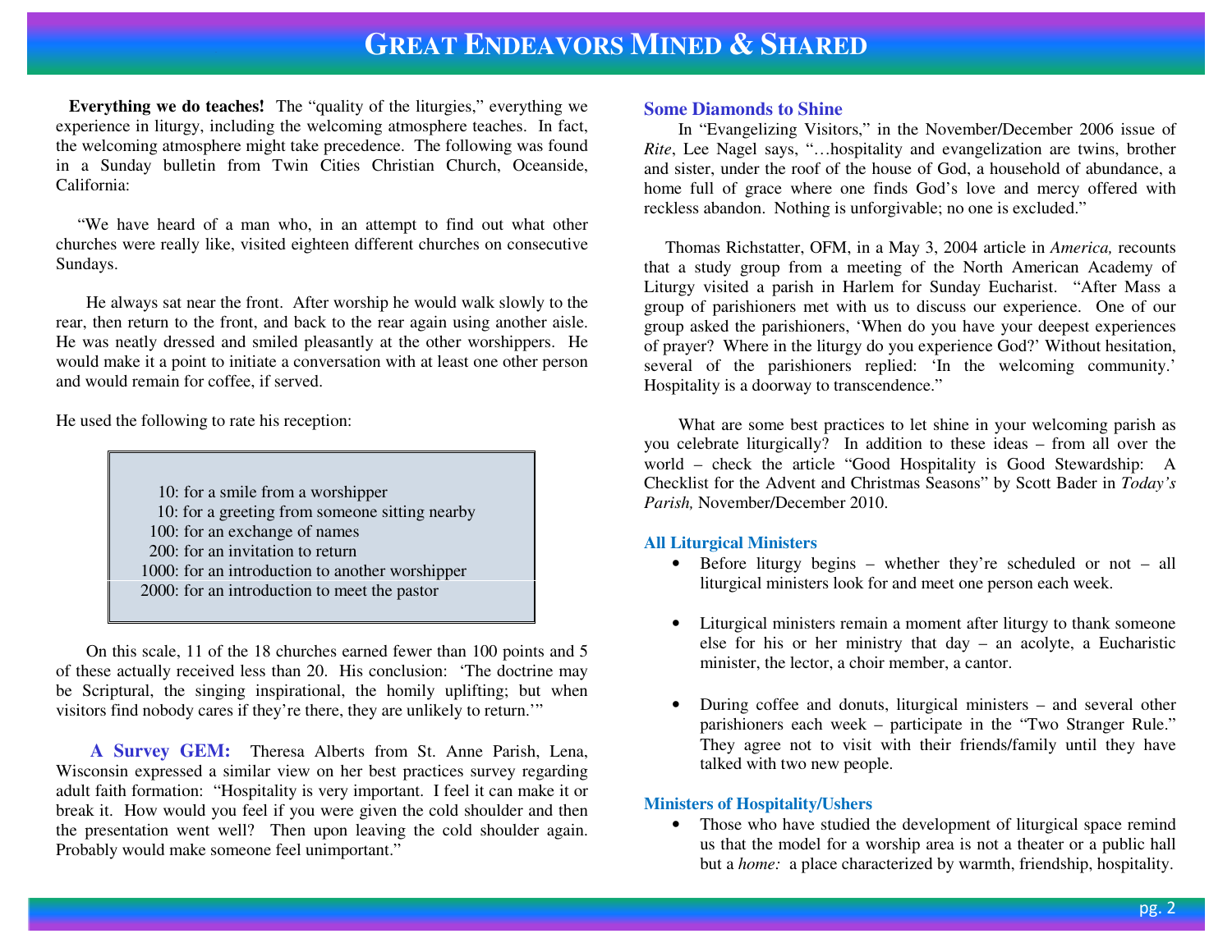# GREAT ENDEAVORS MINED & SHARED

**Everything we do teaches!** The "quality of the liturgies," everything we experience in liturgy, including the welcoming atmosphere teaches. In fact, the welcoming atmosphere might take precedence. The following was found in a Sunday bulletin from Twin Cities Christian Church, Oceanside, California:

"We have heard of a man who, in an attempt to find out what other churches were really like, visited eighteen different churches on consecutive Sundays.

He always sat near the front. After worship he would walk slowly to the rear, then return to the front, and back to the rear again using another aisle. He was neatly dressed and smiled pleasantly at the other worshippers. He would make it a point to initiate a conversation with at least one other person and would remain for coffee, if served.

He used the following to rate his reception:

10: for a smile from a worshipper
10: for a greeting from someone sitting nearby
100: for an exchange of names
200: for an invitation to return
1000: for an introduction to another worshipper
2000: for an introduction to meet the pastor

On this scale, 11 of the 18 churches earned fewer than 100 points and 5 of these actually received less than 20. His conclusion: 'The doctrine may be Scriptural, the singing inspirational, the homily uplifting; but when visitors find nobody cares if they're there, they are unlikely to return.'"

**A Survey GEM:** Theresa Alberts from St. Anne Parish, Lena, Wisconsin expressed a similar view on her best practices survey regarding adult faith formation: "Hospitality is very important. I feel it can make it or break it. How would you feel if you were given the cold shoulder and then the presentation went well? Then upon leaving the cold shoulder again. Probably would make someone feel unimportant."

## Some Diamonds to Shine

In "Evangelizing Visitors," in the November/December 2006 issue of *Rite*, Lee Nagel says, "…hospitality and evangelization are twins, brother and sister, under the roof of the house of God, a household of abundance, a home full of grace where one finds God's love and mercy offered with reckless abandon. Nothing is unforgivable; no one is excluded."

Thomas Richstatter, OFM, in a May 3, 2004 article in *America,* recounts that a study group from a meeting of the North American Academy of Liturgy visited a parish in Harlem for Sunday Eucharist. "After Mass a group of parishioners met with us to discuss our experience. One of our group asked the parishioners, 'When do you have your deepest experiences of prayer? Where in the liturgy do you experience God?' Without hesitation, several of the parishioners replied: 'In the welcoming community.' Hospitality is a doorway to transcendence."

What are some best practices to let shine in your welcoming parish as you celebrate liturgically? In addition to these ideas – from all over the world – check the article "Good Hospitality is Good Stewardship: A Checklist for the Advent and Christmas Seasons" by Scott Bader in *Today's Parish,* November/December 2010.

### All Liturgical Ministers

- Before liturgy begins – whether they're scheduled or not – all liturgical ministers look for and meet one person each week.
- Liturgical ministers remain a moment after liturgy to thank someone else for his or her ministry that day – an acolyte, a Eucharistic minister, the lector, a choir member, a cantor.
- During coffee and donuts, liturgical ministers – and several other parishioners each week – participate in the "Two Stranger Rule." They agree not to visit with their friends/family until they have talked with two new people.

### Ministers of Hospitality/Ushers

- Those who have studied the development of liturgical space remind us that the model for a worship area is not a theater or a public hall but a *home:* a place characterized by warmth, friendship, hospitality.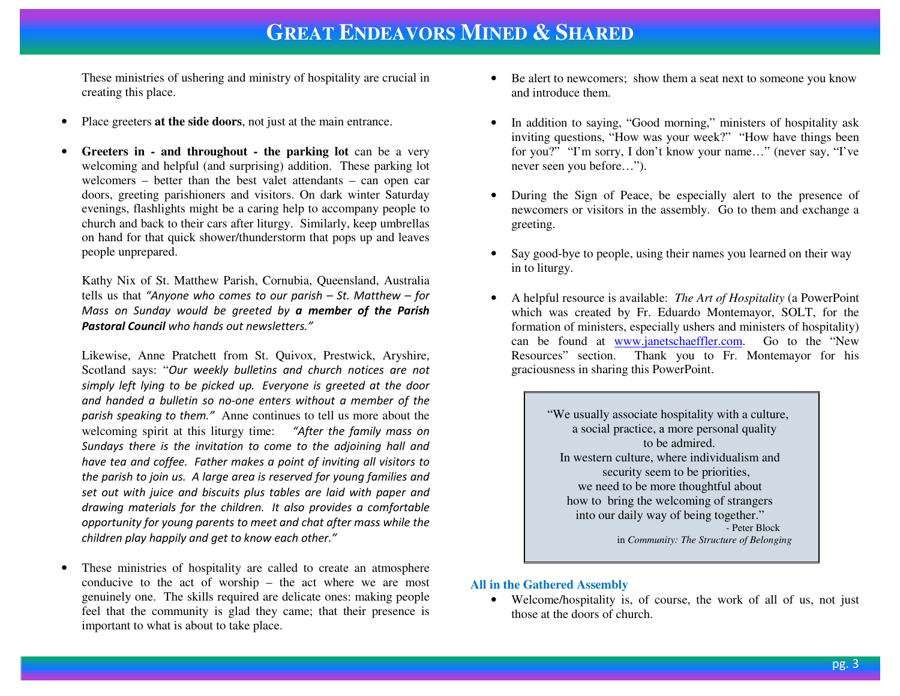These ministries of ushering and ministry of hospitality are crucial in creating this place.

- Place greeters **at the side doors**, not just at the main entrance.

- **Greeters in - and throughout - the parking lot** can be a very welcoming and helpful (and surprising) addition. These parking lot welcomers – better than the best valet attendants – can open car doors, greeting parishioners and visitors. On dark winter Saturday evenings, flashlights might be a caring help to accompany people to church and back to their cars after liturgy. Similarly, keep umbrellas on hand for that quick shower/thunderstorm that pops up and leaves people unprepared.

  Kathy Nix of St. Matthew Parish, Cornubia, Queensland, Australia tells us that *"Anyone who comes to our parish – St. Matthew – for Mass on Sunday would be greeted by **a member of the Parish Pastoral Council** who hands out newsletters."*

  Likewise, Anne Pratchett from St. Quivox, Prestwick, Aryshire, Scotland says: "*Our weekly bulletins and church notices are not simply left lying to be picked up. Everyone is greeted at the door and handed a bulletin so no-one enters without a member of the parish speaking to them."* Anne continues to tell us more about the welcoming spirit at this liturgy time: *"After the family mass on Sundays there is the invitation to come to the adjoining hall and have tea and coffee. Father makes a point of inviting all visitors to the parish to join us. A large area is reserved for young families and set out with juice and biscuits plus tables are laid with paper and drawing materials for the children. It also provides a comfortable opportunity for young parents to meet and chat after mass while the children play happily and get to know each other."*

- These ministries of hospitality are called to create an atmosphere conducive to the act of worship – the act where we are most genuinely one. The skills required are delicate ones: making people feel that the community is glad they came; that their presence is important to what is about to take place.

- Be alert to newcomers; show them a seat next to someone you know and introduce them.

- In addition to saying, "Good morning," ministers of hospitality ask inviting questions, "How was your week?" "How have things been for you?" "I'm sorry, I don't know your name…" (never say, "I've never seen you before…").

- During the Sign of Peace, be especially alert to the presence of newcomers or visitors in the assembly. Go to them and exchange a greeting.

- Say good-bye to people, using their names you learned on their way in to liturgy.

- A helpful resource is available: *The Art of Hospitality* (a PowerPoint which was created by Fr. Eduardo Montemayor, SOLT, for the formation of ministers, especially ushers and ministers of hospitality) can be found at www.janetschaeffler.com. Go to the "New Resources" section. Thank you to Fr. Montemayor for his graciousness in sharing this PowerPoint.

> "We usually associate hospitality with a culture,
> a social practice, a more personal quality
> to be admired.
> In western culture, where individualism and
> security seem to be priorities,
> we need to be more thoughtful about
> how to bring the welcoming of strangers
> into our daily way of being together."
>
> \- Peter Block
> in *Community: The Structure of Belonging*

### All in the Gathered Assembly

- Welcome/hospitality is, of course, the work of all of us, not just those at the doors of church.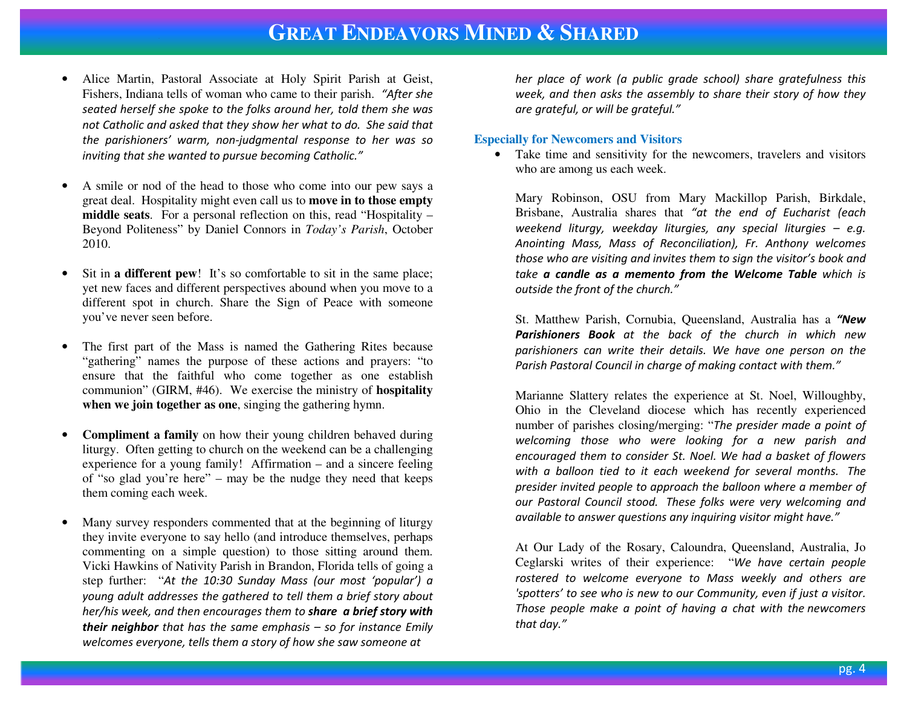# GREAT ENDEAVORS MINED & SHARED

- Alice Martin, Pastoral Associate at Holy Spirit Parish at Geist, Fishers, Indiana tells of woman who came to their parish. *"After she seated herself she spoke to the folks around her, told them she was not Catholic and asked that they show her what to do. She said that the parishioners' warm, non-judgmental response to her was so inviting that she wanted to pursue becoming Catholic."*

- A smile or nod of the head to those who come into our pew says a great deal. Hospitality might even call us to **move in to those empty middle seats**. For a personal reflection on this, read "Hospitality – Beyond Politeness" by Daniel Connors in *Today's Parish*, October 2010.

- Sit in **a different pew**! It's so comfortable to sit in the same place; yet new faces and different perspectives abound when you move to a different spot in church. Share the Sign of Peace with someone you've never seen before.

- The first part of the Mass is named the Gathering Rites because "gathering" names the purpose of these actions and prayers: "to ensure that the faithful who come together as one establish communion" (GIRM, #46). We exercise the ministry of **hospitality when we join together as one**, singing the gathering hymn.

- **Compliment a family** on how their young children behaved during liturgy. Often getting to church on the weekend can be a challenging experience for a young family! Affirmation – and a sincere feeling of "so glad you're here" – may be the nudge they need that keeps them coming each week.

- Many survey responders commented that at the beginning of liturgy they invite everyone to say hello (and introduce themselves, perhaps commenting on a simple question) to those sitting around them. Vicki Hawkins of Nativity Parish in Brandon, Florida tells of going a step further: "*At the 10:30 Sunday Mass (our most 'popular') a young adult addresses the gathered to tell them a brief story about her/his week, and then encourages them to* ***share a brief story with their neighbor*** *that has the same emphasis – so for instance Emily welcomes everyone, tells them a story of how she saw someone at her place of work (a public grade school) share gratefulness this week, and then asks the assembly to share their story of how they are grateful, or will be grateful."*

### Especially for Newcomers and Visitors

- Take time and sensitivity for the newcomers, travelers and visitors who are among us each week.

  Mary Robinson, OSU from Mary Mackillop Parish, Birkdale, Brisbane, Australia shares that *"at the end of Eucharist (each weekend liturgy, weekday liturgies, any special liturgies – e.g. Anointing Mass, Mass of Reconciliation), Fr. Anthony welcomes those who are visiting and invites them to sign the visitor's book and take* ***a candle as a memento from the Welcome Table*** *which is outside the front of the church."*

  St. Matthew Parish, Cornubia, Queensland, Australia has a ***"New Parishioners Book*** *at the back of the church in which new parishioners can write their details. We have one person on the Parish Pastoral Council in charge of making contact with them."*

  Marianne Slattery relates the experience at St. Noel, Willoughby, Ohio in the Cleveland diocese which has recently experienced number of parishes closing/merging: "*The presider made a point of welcoming those who were looking for a new parish and encouraged them to consider St. Noel. We had a basket of flowers with a balloon tied to it each weekend for several months. The presider invited people to approach the balloon where a member of our Pastoral Council stood. These folks were very welcoming and available to answer questions any inquiring visitor might have."*

  At Our Lady of the Rosary, Caloundra, Queensland, Australia, Jo Ceglarski writes of their experience: "*We have certain people rostered to welcome everyone to Mass weekly and others are 'spotters' to see who is new to our Community, even if just a visitor. Those people make a point of having a chat with the newcomers that day."*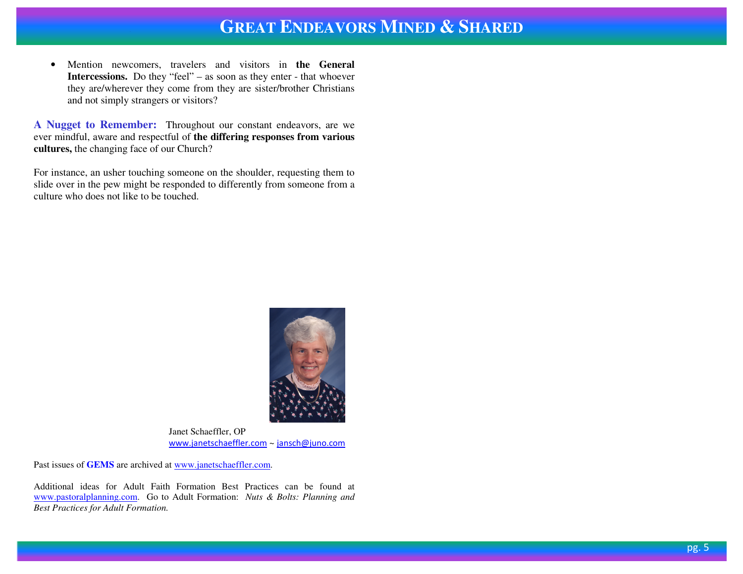- Mention newcomers, travelers and visitors in **the General Intercessions.** Do they "feel" – as soon as they enter - that whoever they are/wherever they come from they are sister/brother Christians and not simply strangers or visitors?

**A Nugget to Remember:** Throughout our constant endeavors, are we ever mindful, aware and respectful of **the differing responses from various cultures,** the changing face of our Church?

For instance, an usher touching someone on the shoulder, requesting them to slide over in the pew might be responded to differently from someone from a culture who does not like to be touched.

Janet Schaeffler, OP
www.janetschaeffler.com ~ jansch@juno.com

Past issues of **GEMS** are archived at www.janetschaeffler.com.

Additional ideas for Adult Faith Formation Best Practices can be found at www.pastoralplanning.com. Go to Adult Formation: *Nuts & Bolts: Planning and Best Practices for Adult Formation.*